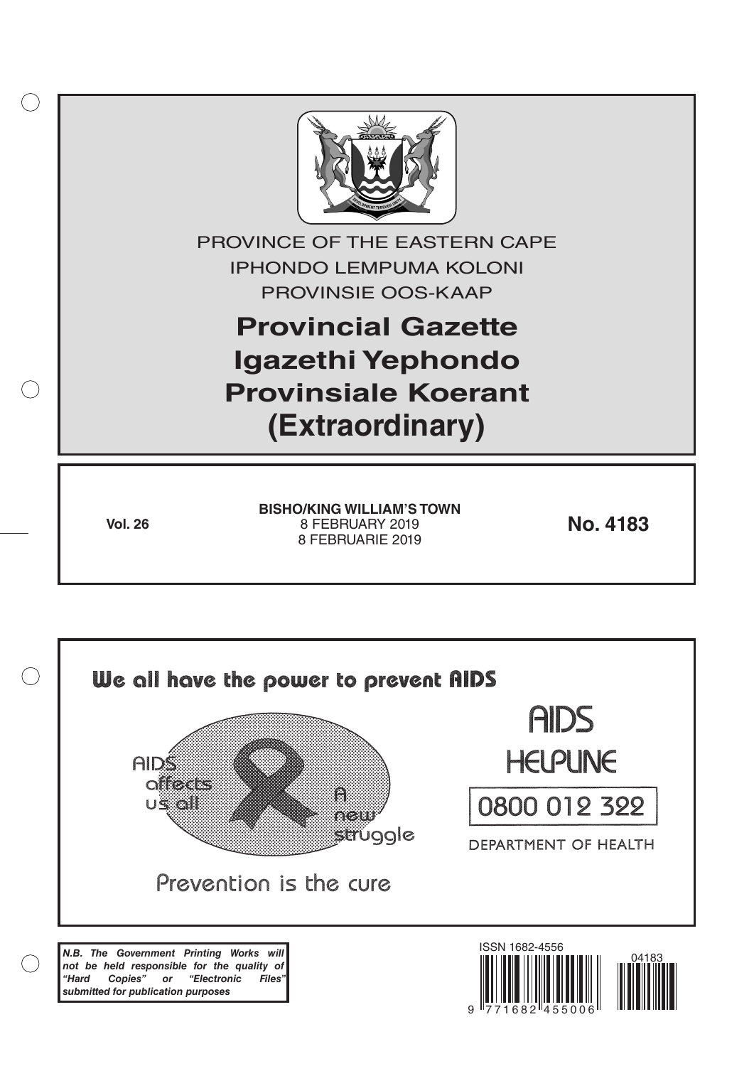PROVINCE OF THE EASTERN CAPE

IPHONDO LEMPUMA KOLONI

PROVINSIE OOS-KAAP

# Provincial Gazette
# Igazethi Yephondo
# Provinsiale Koerant
# (Extraordinary)

**Vol. 26**

**BISHO/KING WILLIAM'S TOWN**
8 FEBRUARY 2019
8 FEBRUARIE 2019

**No. 4183**

We all have the power to prevent AIDS

AIDS affects us all

A new struggle

Prevention is the cure

AIDS HELPLINE

0800 012 322

DEPARTMENT OF HEALTH

***N.B. The Government Printing Works will not be held responsible for the quality of "Hard Copies" or "Electronic Files" submitted for publication purposes***

ISSN 1682-4556

04183

9 771682 455006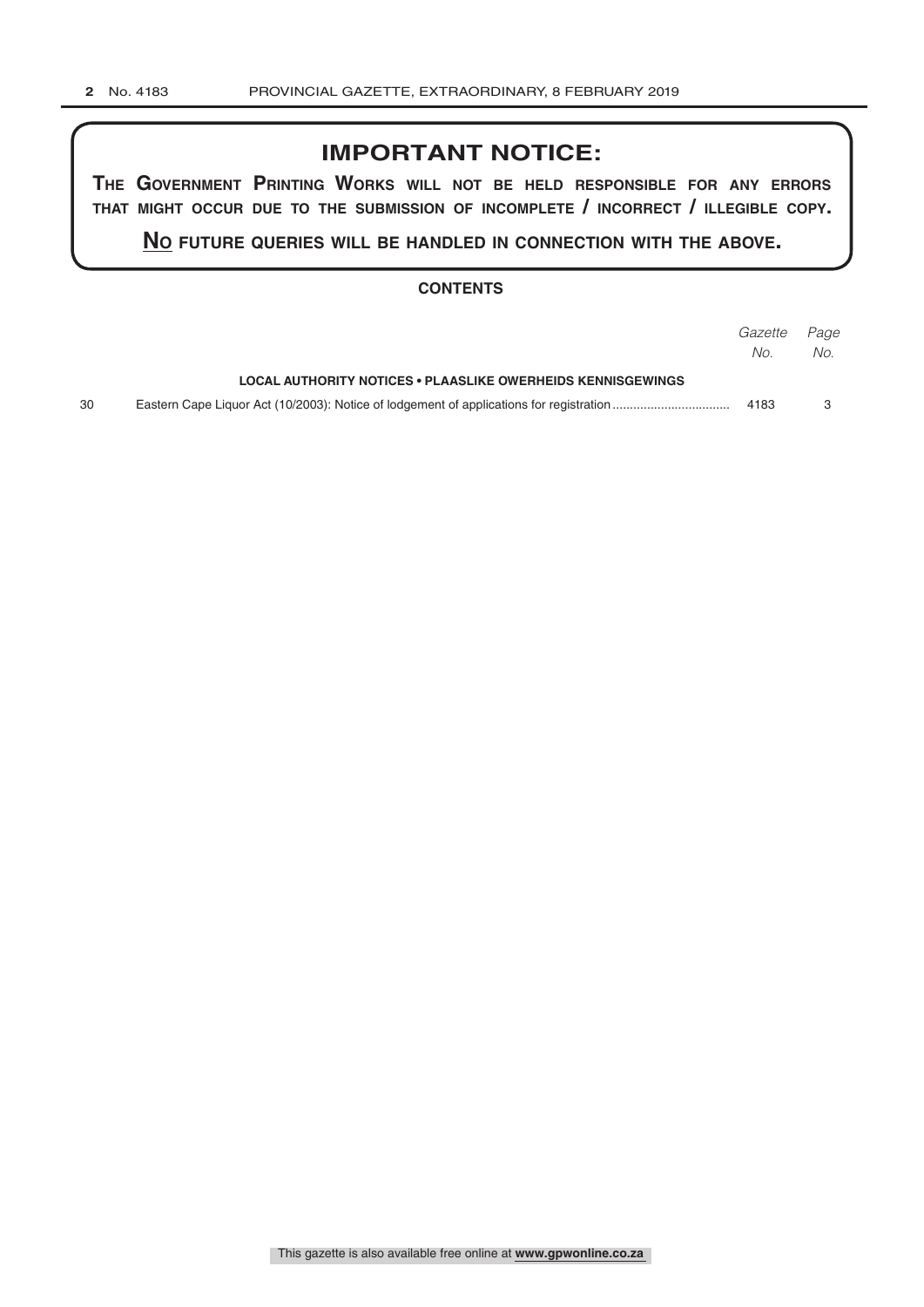# IMPORTANT NOTICE:

**THE GOVERNMENT PRINTING WORKS WILL NOT BE HELD RESPONSIBLE FOR ANY ERRORS THAT MIGHT OCCUR DUE TO THE SUBMISSION OF INCOMPLETE / INCORRECT / ILLEGIBLE COPY.**

**NO FUTURE QUERIES WILL BE HANDLED IN CONNECTION WITH THE ABOVE.**

## CONTENTS

| | | *Gazette No.* | *Page No.* |
|---|---|---|---|
| | **LOCAL AUTHORITY NOTICES • PLAASLIKE OWERHEIDS KENNISGEWINGS** | | |
| 30 | Eastern Cape Liquor Act (10/2003): Notice of lodgement of applications for registration | 4183 | 3 |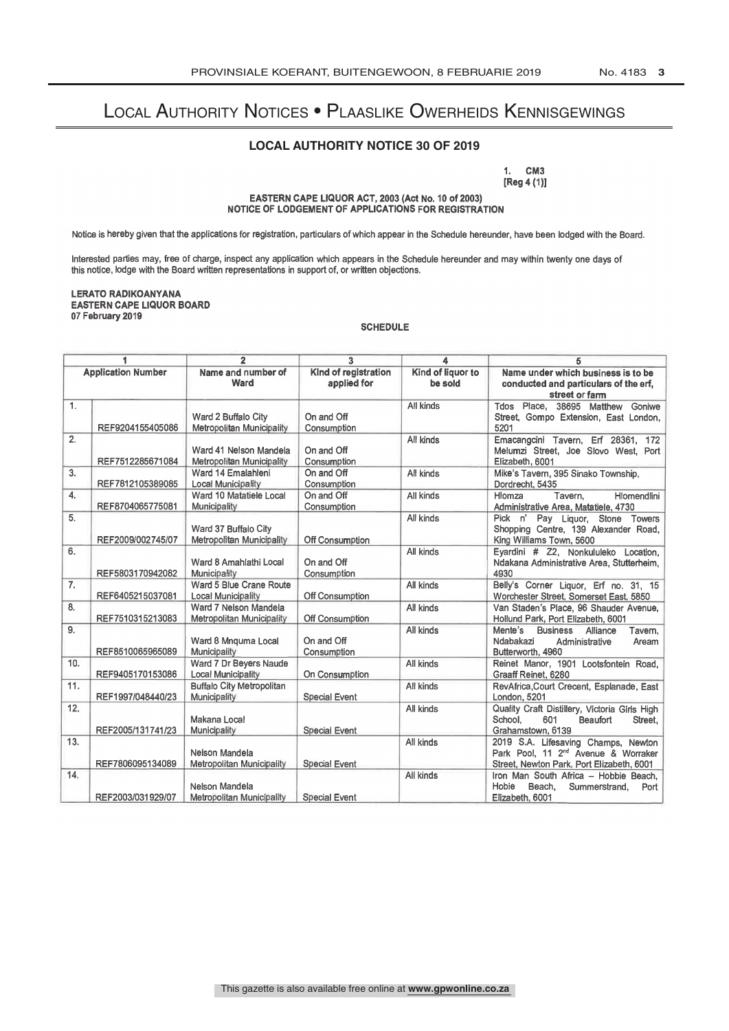# Local Authority Notices • Plaaslike Owerheids Kennisgewings

## LOCAL AUTHORITY NOTICE 30 OF 2019

1. CM3
[Reg 4 (1)]

**EASTERN CAPE LIQUOR ACT, 2003 (Act No. 10 of 2003)**
**NOTICE OF LODGEMENT OF APPLICATIONS FOR REGISTRATION**

Notice is hereby given that the applications for registration, particulars of which appear in the Schedule hereunder, have been lodged with the Board.

Interested parties may, free of charge, inspect any application which appears in the Schedule hereunder and may within twenty one days of this notice, lodge with the Board written representations in support of, or written objections.

**LERATO RADIKOANYANA**
**EASTERN CAPE LIQUOR BOARD**
**07 February 2019**

**SCHEDULE**

| 1 | | 2 | 3 | 4 | 5 |
|---|---|---|---|---|---|
| **Application Number** | | **Name and number of Ward** | **Kind of registration applied for** | **Kind of liquor to be sold** | **Name under which business is to be conducted and particulars of the erf, street or farm** |
| 1. | REF9204155405086 | Ward 2 Buffalo City Metropolitan Municipality | On and Off Consumption | All kinds | Tdos Place, 38695 Matthew Goniwe Street, Gompo Extension, East London, 5201 |
| 2. | REF7512285671084 | Ward 41 Nelson Mandela Metropolitan Municipality | On and Off Consumption | All kinds | Emacangcini Tavern, Erf 28361, 172 Melumzi Street, Joe Slovo West, Port Elizabeth, 6001 |
| 3. | REF7812105389085 | Ward 14 Emalahleni Local Municipality | On and Off Consumption | All kinds | Mike's Tavern, 395 Sinako Township, Dordrecht, 5435 |
| 4. | REF8704065775081 | Ward 10 Matatiele Local Municipality | On and Off Consumption | All kinds | Hlomza Tavern, Hlomendlini Administrative Area, Matatiele, 4730 |
| 5. | REF2009/002745/07 | Ward 37 Buffalo City Metropolitan Municipality | Off Consumption | All kinds | Pick n' Pay Liquor, Stone Towers Shopping Centre, 139 Alexander Road, King Williams Town, 5600 |
| 6. | REF5803170942082 | Ward 8 Amahlathi Local Municipality | On and Off Consumption | All kinds | Eyardini # Z2, Nonkululeko Location, Ndakana Administrative Area, Stutterheim, 4930 |
| 7. | REF6405215037081 | Ward 5 Blue Crane Route Local Municipality | Off Consumption | All kinds | Belly's Corner Liquor, Erf no. 31, 15 Worchester Street, Somerset East, 5850 |
| 8. | REF7510315213083 | Ward 7 Nelson Mandela Metropolitan Municipality | Off Consumption | All kinds | Van Staden's Place, 96 Shauder Avenue, Hollund Park, Port Elizabeth, 6001 |
| 9. | REF8510065965089 | Ward 8 Mnquma Local Municipality | On and Off Consumption | All kinds | Mente's Business Alliance Tavern, Ndabakazi Administrative Aream Butterworth, 4960 |
| 10. | REF9405170153086 | Ward 7 Dr Beyers Naude Local Municipality | On Consumption | All kinds | Reinet Manor, 1901 Lootsfontein Road, Graaff Reinet, 6280 |
| 11. | REF1997/048440/23 | Buffalo City Metropolitan Municipality | Special Event | All kinds | RevAfrica,Court Crecent, Esplanade, East London, 5201 |
| 12. | REF2005/131741/23 | Makana Local Municipality | Special Event | All kinds | Quality Craft Distillery, Victoria Girls High School, 601 Beaufort Street, Grahamstown, 6139 |
| 13. | REF7806095134089 | Nelson Mandela Metropolitan Municipality | Special Event | All kinds | 2019 S.A. Lifesaving Champs, Newton Park Pool, 11 2nd Avenue & Worraker Street, Newton Park, Port Elizabeth, 6001 |
| 14. | REF2003/031929/07 | Nelson Mandela Metropolitan Municipality | Special Event | All kinds | Iron Man South Africa – Hobbie Beach, Hobie Beach, Summerstrand, Port Elizabeth, 6001 |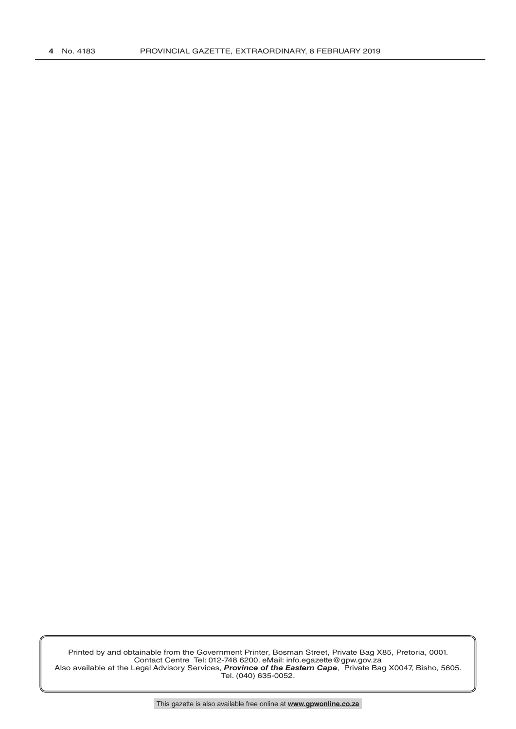Printed by and obtainable from the Government Printer, Bosman Street, Private Bag X85, Pretoria, 0001.
Contact Centre Tel: 012-748 6200. eMail: info.egazette@gpw.gov.za
Also available at the Legal Advisory Services, ***Province of the Eastern Cape***, Private Bag X0047, Bisho, 5605.
Tel. (040) 635-0052.

This gazette is also available free online at **www.gpwonline.co.za**